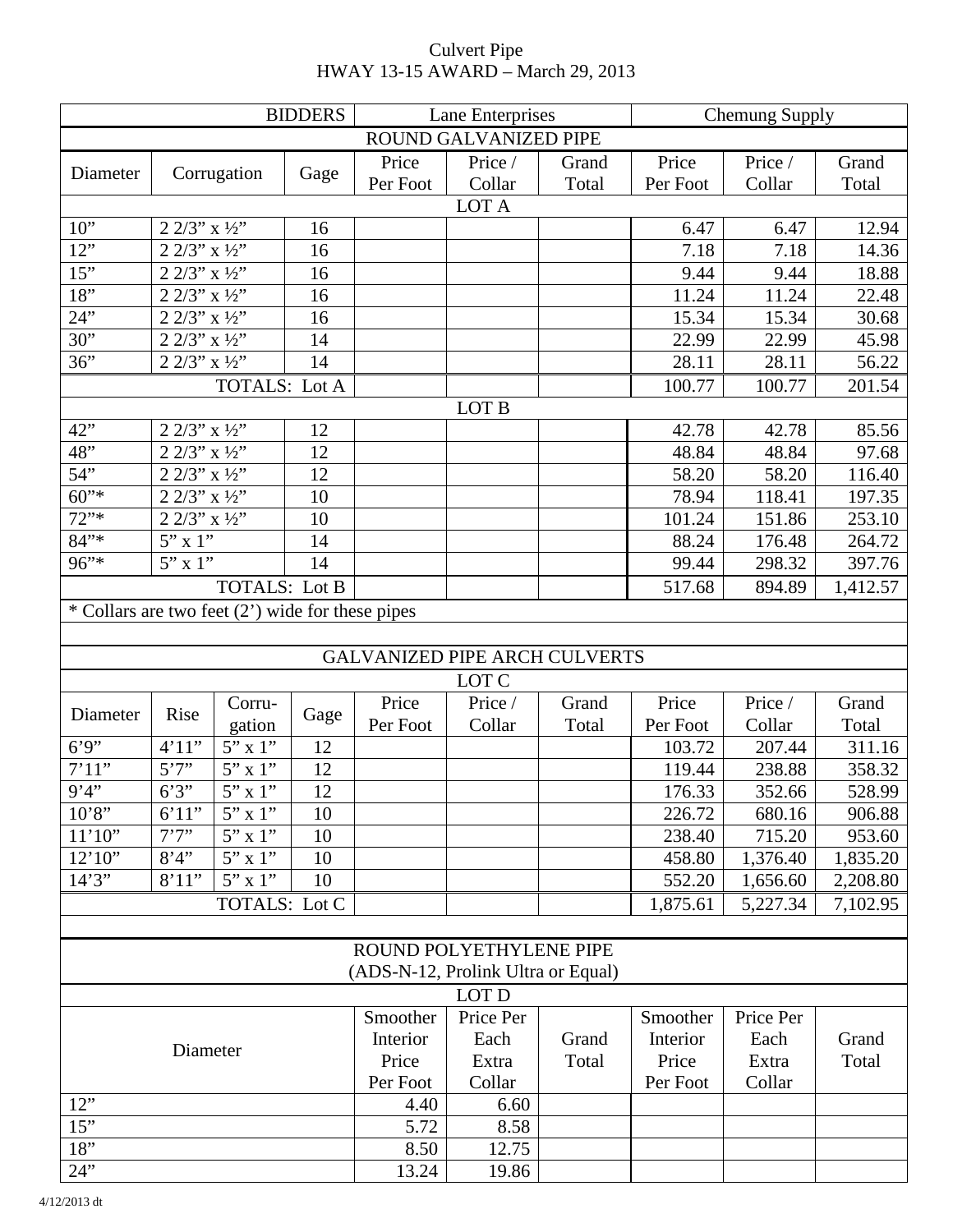# Culvert Pipe
## HWAY 13-15 AWARD – March 29, 2013

| | | | BIDDERS | Lane Enterprises | | | Chemung Supply | | |
|---|---|---|---|---|---|---|---|---|---|
| ROUND GALVANIZED PIPE | | | | | | | | | |
| Diameter | Corrugation | | Gage | Price Per Foot | Price / Collar | Grand Total | Price Per Foot | Price / Collar | Grand Total |
| LOT A | | | | | | | | | |
| 10” | 2 2/3” x ½” | | 16 | | | | 6.47 | 6.47 | 12.94 |
| 12” | 2 2/3” x ½” | | 16 | | | | 7.18 | 7.18 | 14.36 |
| 15” | 2 2/3” x ½” | | 16 | | | | 9.44 | 9.44 | 18.88 |
| 18” | 2 2/3” x ½” | | 16 | | | | 11.24 | 11.24 | 22.48 |
| 24” | 2 2/3” x ½” | | 16 | | | | 15.34 | 15.34 | 30.68 |
| 30” | 2 2/3” x ½” | | 14 | | | | 22.99 | 22.99 | 45.98 |
| 36” | 2 2/3” x ½” | | 14 | | | | 28.11 | 28.11 | 56.22 |
| | | | TOTALS: Lot A | | | | 100.77 | 100.77 | 201.54 |
| LOT B | | | | | | | | | |
| 42” | 2 2/3” x ½” | | 12 | | | | 42.78 | 42.78 | 85.56 |
| 48” | 2 2/3” x ½” | | 12 | | | | 48.84 | 48.84 | 97.68 |
| 54” | 2 2/3” x ½” | | 12 | | | | 58.20 | 58.20 | 116.40 |
| 60”* | 2 2/3” x ½” | | 10 | | | | 78.94 | 118.41 | 197.35 |
| 72”* | 2 2/3” x ½” | | 10 | | | | 101.24 | 151.86 | 253.10 |
| 84”* | 5” x 1” | | 14 | | | | 88.24 | 176.48 | 264.72 |
| 96”* | 5” x 1” | | 14 | | | | 99.44 | 298.32 | 397.76 |
| | | | TOTALS: Lot B | | | | 517.68 | 894.89 | 1,412.57 |
| * Collars are two feet (2’) wide for these pipes | | | | | | | | | |
| | | | | | | | | | |
| GALVANIZED PIPE ARCH CULVERTS | | | | | | | | | |
| LOT C | | | | | | | | | |
| Diameter | Rise | Corru-gation | Gage | Price Per Foot | Price / Collar | Grand Total | Price Per Foot | Price / Collar | Grand Total |
| 6’9” | 4’11” | 5” x 1” | 12 | | | | 103.72 | 207.44 | 311.16 |
| 7’11” | 5’7” | 5” x 1” | 12 | | | | 119.44 | 238.88 | 358.32 |
| 9’4” | 6’3” | 5” x 1” | 12 | | | | 176.33 | 352.66 | 528.99 |
| 10’8” | 6’11” | 5” x 1” | 10 | | | | 226.72 | 680.16 | 906.88 |
| 11’10” | 7’7” | 5” x 1” | 10 | | | | 238.40 | 715.20 | 953.60 |
| 12’10” | 8’4” | 5” x 1” | 10 | | | | 458.80 | 1,376.40 | 1,835.20 |
| 14’3” | 8’11” | 5” x 1” | 10 | | | | 552.20 | 1,656.60 | 2,208.80 |
| | | | TOTALS: Lot C | | | | 1,875.61 | 5,227.34 | 7,102.95 |
| | | | | | | | | | |
| ROUND POLYETHYLENE PIPE (ADS-N-12, Prolink Ultra or Equal) | | | | | | | | | |
| LOT D | | | | | | | | | |
| Diameter | | | | Smoother Interior Price Per Foot | Price Per Each Extra Collar | Grand Total | Smoother Interior Price Per Foot | Price Per Each Extra Collar | Grand Total |
| 12” | | | | 4.40 | 6.60 | | | | |
| 15” | | | | 5.72 | 8.58 | | | | |
| 18” | | | | 8.50 | 12.75 | | | | |
| 24” | | | | 13.24 | 19.86 | | | | |

4/12/2013 dt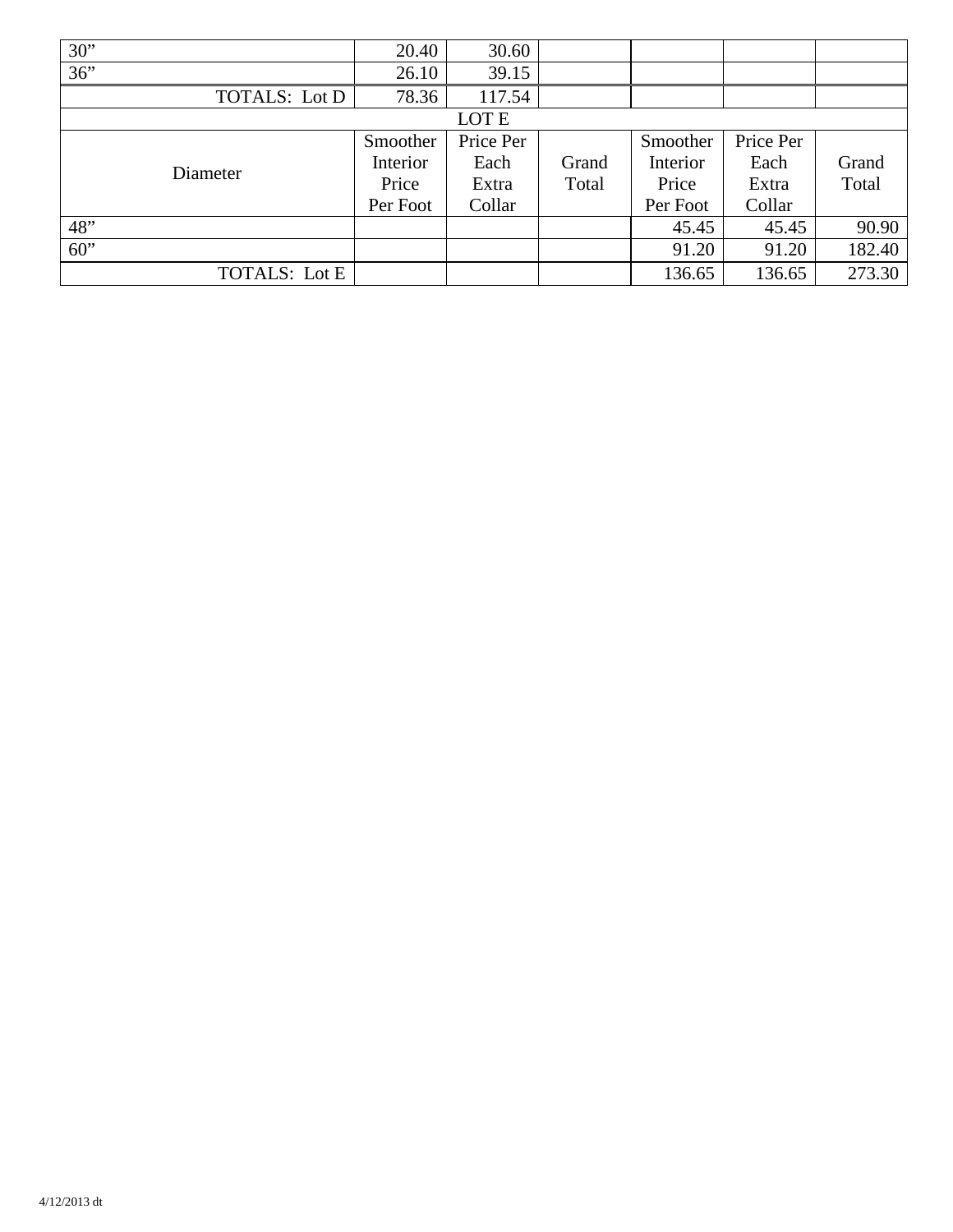| | | | | | | |
|---|---|---|---|---|---|---|
| 30” | 20.40 | 30.60 | | | | |
| 36” | 26.10 | 39.15 | | | | |
| TOTALS: Lot D | 78.36 | 117.54 | | | | |
| LOT E | | | | | | |
| Diameter | Smoother Interior Price Per Foot | Price Per Each Extra Collar | Grand Total | Smoother Interior Price Per Foot | Price Per Each Extra Collar | Grand Total |
| 48” | | | | 45.45 | 45.45 | 90.90 |
| 60” | | | | 91.20 | 91.20 | 182.40 |
| TOTALS: Lot E | | | | 136.65 | 136.65 | 273.30 |

4/12/2013 dt